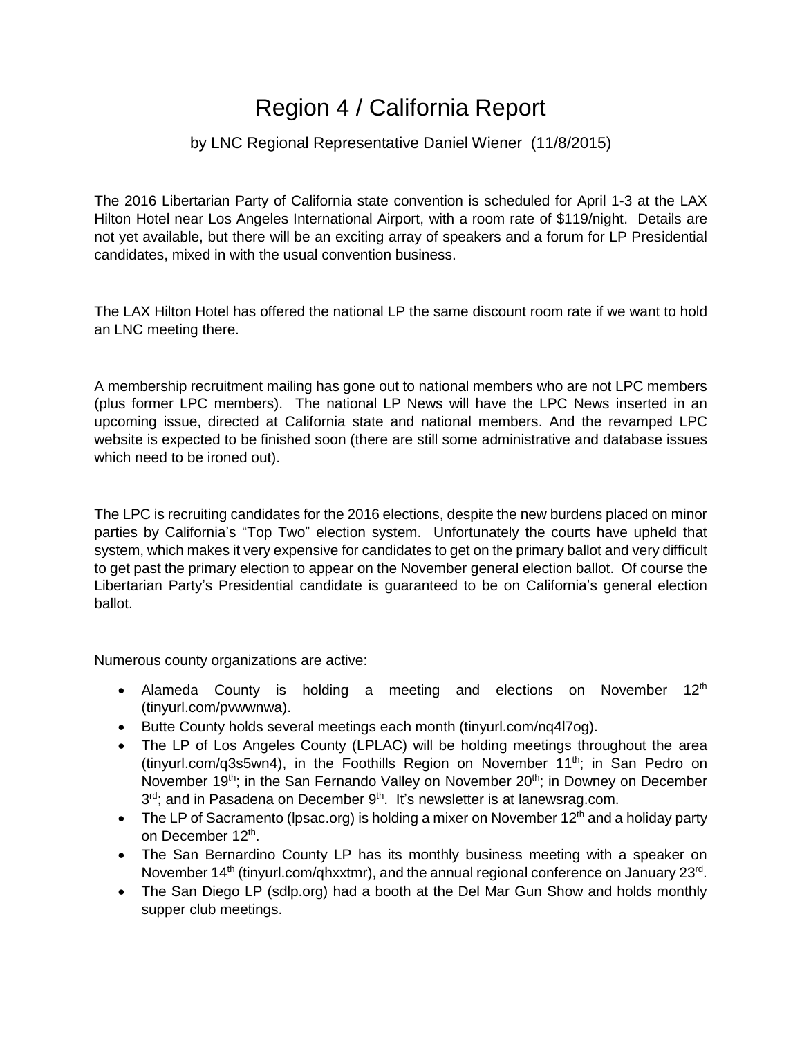# Region 4 / California Report

by LNC Regional Representative Daniel Wiener (11/8/2015)

The 2016 Libertarian Party of California state convention is scheduled for April 1-3 at the LAX Hilton Hotel near Los Angeles International Airport, with a room rate of $119/night. Details are not yet available, but there will be an exciting array of speakers and a forum for LP Presidential candidates, mixed in with the usual convention business.

The LAX Hilton Hotel has offered the national LP the same discount room rate if we want to hold an LNC meeting there.

A membership recruitment mailing has gone out to national members who are not LPC members (plus former LPC members). The national LP News will have the LPC News inserted in an upcoming issue, directed at California state and national members. And the revamped LPC website is expected to be finished soon (there are still some administrative and database issues which need to be ironed out).

The LPC is recruiting candidates for the 2016 elections, despite the new burdens placed on minor parties by California's "Top Two" election system. Unfortunately the courts have upheld that system, which makes it very expensive for candidates to get on the primary ballot and very difficult to get past the primary election to appear on the November general election ballot. Of course the Libertarian Party's Presidential candidate is guaranteed to be on California's general election ballot.

Numerous county organizations are active:

- Alameda County is holding a meeting and elections on November 12th (tinyurl.com/pvwwnwa).
- Butte County holds several meetings each month (tinyurl.com/nq4l7og).
- The LP of Los Angeles County (LPLAC) will be holding meetings throughout the area (tinyurl.com/q3s5wn4), in the Foothills Region on November 11th; in San Pedro on November 19th; in the San Fernando Valley on November 20th; in Downey on December 3rd; and in Pasadena on December 9th. It's newsletter is at lanewsrag.com.
- The LP of Sacramento (lpsac.org) is holding a mixer on November 12th and a holiday party on December 12th.
- The San Bernardino County LP has its monthly business meeting with a speaker on November 14th (tinyurl.com/qhxxtmr), and the annual regional conference on January 23rd.
- The San Diego LP (sdlp.org) had a booth at the Del Mar Gun Show and holds monthly supper club meetings.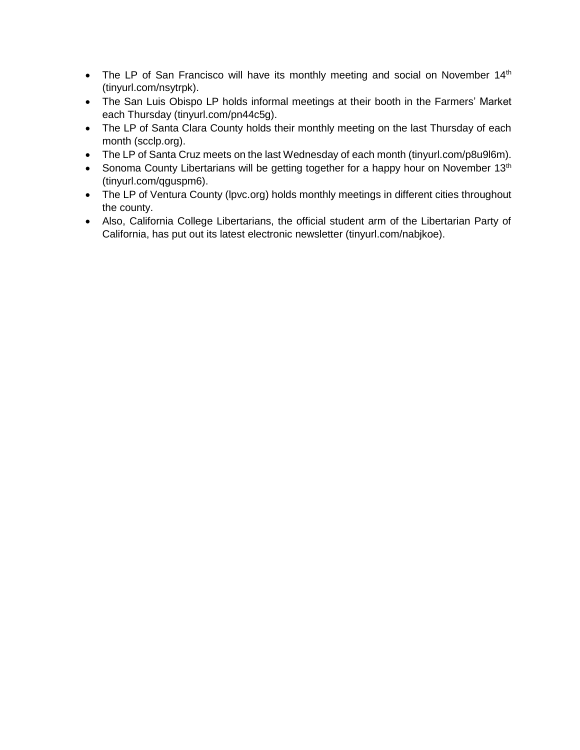- The LP of San Francisco will have its monthly meeting and social on November 14th (tinyurl.com/nsytrpk).
- The San Luis Obispo LP holds informal meetings at their booth in the Farmers' Market each Thursday (tinyurl.com/pn44c5g).
- The LP of Santa Clara County holds their monthly meeting on the last Thursday of each month (scclp.org).
- The LP of Santa Cruz meets on the last Wednesday of each month (tinyurl.com/p8u9l6m).
- Sonoma County Libertarians will be getting together for a happy hour on November 13th (tinyurl.com/qguspm6).
- The LP of Ventura County (lpvc.org) holds monthly meetings in different cities throughout the county.
- Also, California College Libertarians, the official student arm of the Libertarian Party of California, has put out its latest electronic newsletter (tinyurl.com/nabjkoe).